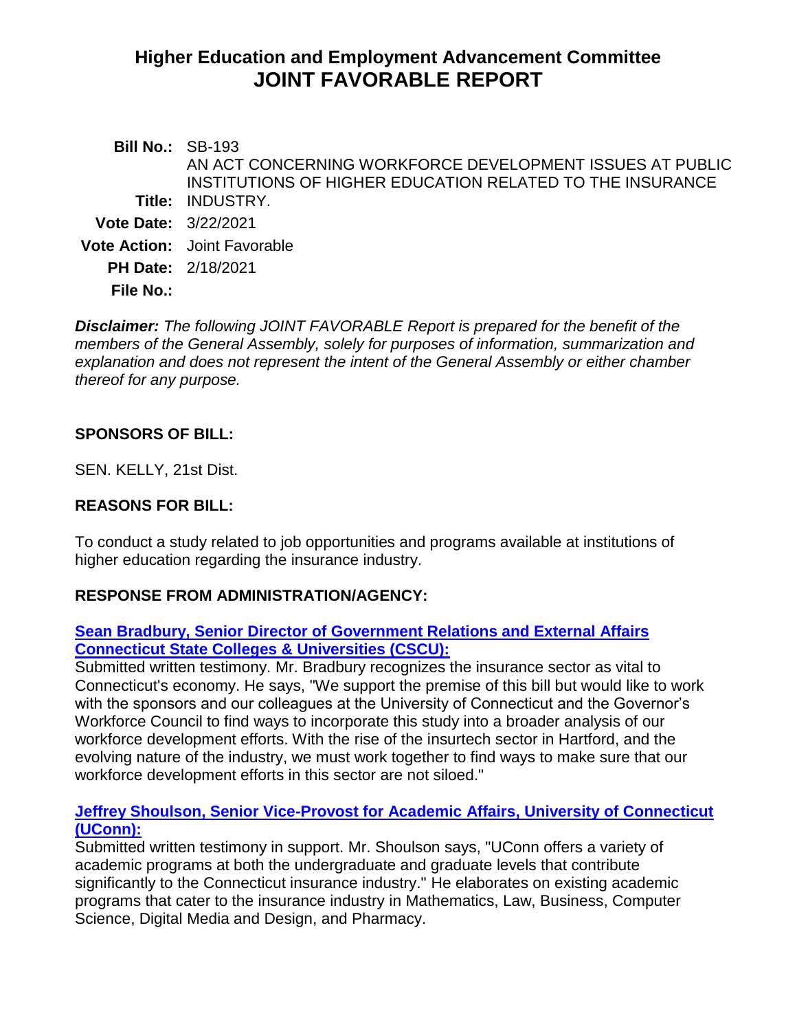# Higher Education and Employment Advancement Committee
## JOINT FAVORABLE REPORT

**Bill No.:** SB-193

**Title:** AN ACT CONCERNING WORKFORCE DEVELOPMENT ISSUES AT PUBLIC INSTITUTIONS OF HIGHER EDUCATION RELATED TO THE INSURANCE INDUSTRY.

**Vote Date:** 3/22/2021

**Vote Action:** Joint Favorable

**PH Date:** 2/18/2021

**File No.:**

***Disclaimer:*** *The following JOINT FAVORABLE Report is prepared for the benefit of the members of the General Assembly, solely for purposes of information, summarization and explanation and does not represent the intent of the General Assembly or either chamber thereof for any purpose.*

### SPONSORS OF BILL:

SEN. KELLY, 21st Dist.

### REASONS FOR BILL:

To conduct a study related to job opportunities and programs available at institutions of higher education regarding the insurance industry.

### RESPONSE FROM ADMINISTRATION/AGENCY:

**Sean Bradbury, Senior Director of Government Relations and External Affairs Connecticut State Colleges & Universities (CSCU):**
Submitted written testimony. Mr. Bradbury recognizes the insurance sector as vital to Connecticut's economy. He says, "We support the premise of this bill but would like to work with the sponsors and our colleagues at the University of Connecticut and the Governor's Workforce Council to find ways to incorporate this study into a broader analysis of our workforce development efforts. With the rise of the insurtech sector in Hartford, and the evolving nature of the industry, we must work together to find ways to make sure that our workforce development efforts in this sector are not siloed."

**Jeffrey Shoulson, Senior Vice-Provost for Academic Affairs, University of Connecticut (UConn):**
Submitted written testimony in support. Mr. Shoulson says, "UConn offers a variety of academic programs at both the undergraduate and graduate levels that contribute significantly to the Connecticut insurance industry." He elaborates on existing academic programs that cater to the insurance industry in Mathematics, Law, Business, Computer Science, Digital Media and Design, and Pharmacy.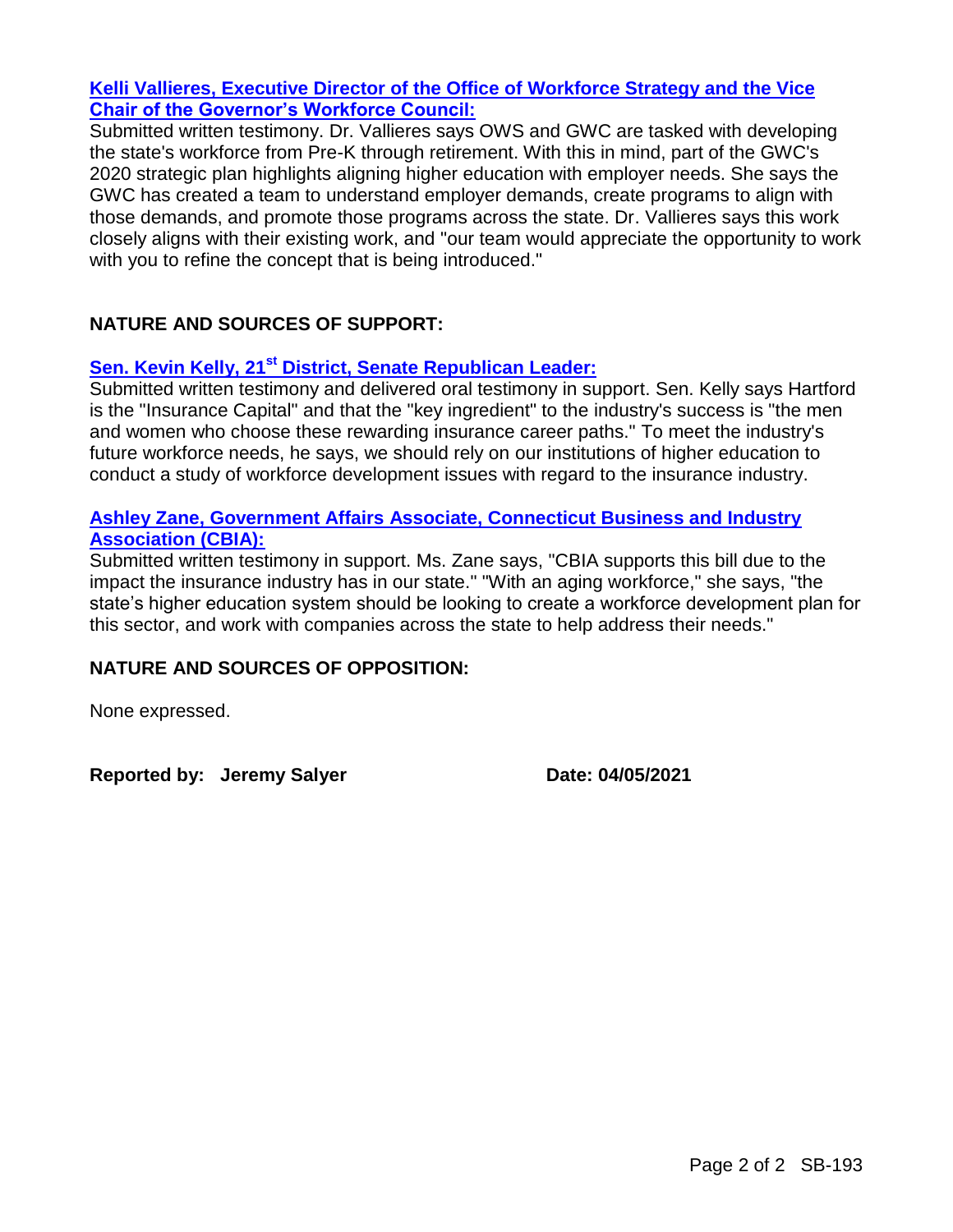**Kelli Vallieres, Executive Director of the Office of Workforce Strategy and the Vice Chair of the Governor's Workforce Council:**
Submitted written testimony. Dr. Vallieres says OWS and GWC are tasked with developing the state's workforce from Pre-K through retirement. With this in mind, part of the GWC's 2020 strategic plan highlights aligning higher education with employer needs. She says the GWC has created a team to understand employer demands, create programs to align with those demands, and promote those programs across the state. Dr. Vallieres says this work closely aligns with their existing work, and "our team would appreciate the opportunity to work with you to refine the concept that is being introduced."

## NATURE AND SOURCES OF SUPPORT:

**Sen. Kevin Kelly, 21st District, Senate Republican Leader:**
Submitted written testimony and delivered oral testimony in support. Sen. Kelly says Hartford is the "Insurance Capital" and that the "key ingredient" to the industry's success is "the men and women who choose these rewarding insurance career paths." To meet the industry's future workforce needs, he says, we should rely on our institutions of higher education to conduct a study of workforce development issues with regard to the insurance industry.

**Ashley Zane, Government Affairs Associate, Connecticut Business and Industry Association (CBIA):**
Submitted written testimony in support. Ms. Zane says, "CBIA supports this bill due to the impact the insurance industry has in our state." "With an aging workforce," she says, "the state's higher education system should be looking to create a workforce development plan for this sector, and work with companies across the state to help address their needs."

## NATURE AND SOURCES OF OPPOSITION:

None expressed.

**Reported by: Jeremy Salyer** **Date: 04/05/2021**